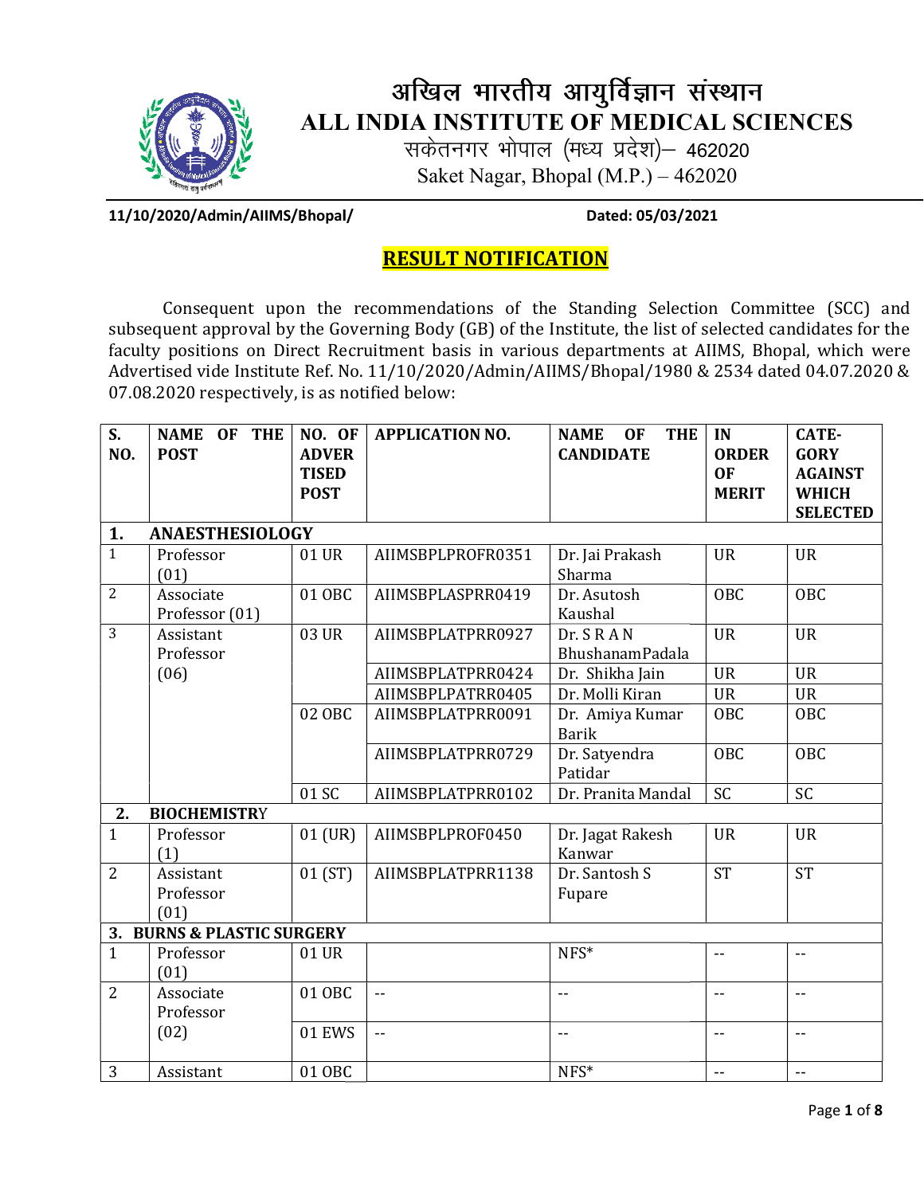# अखिल भारतीय आयुर्विज्ञान संस्थान
# ALL INDIA INSTITUTE OF MEDICAL SCIENCES

सकेतनगर भोपाल (मध्य प्रदेश)– 462020
Saket Nagar, Bhopal (M.P.) – 462020

**11/10/2020/Admin/AIIMS/Bhopal/** **Dated: 05/03/2021**

## RESULT NOTIFICATION

Consequent upon the recommendations of the Standing Selection Committee (SCC) and subsequent approval by the Governing Body (GB) of the Institute, the list of selected candidates for the faculty positions on Direct Recruitment basis in various departments at AIIMS, Bhopal, which were Advertised vide Institute Ref. No. 11/10/2020/Admin/AIIMS/Bhopal/1980 & 2534 dated 04.07.2020 & 07.08.2020 respectively, is notified below:

| S. NO. | NAME OF THE POST | NO. OF ADVERTISED POST | APPLICATION NO. | NAME OF THE CANDIDATE | IN ORDER OF MERIT | CATEGORY AGAINST WHICH SELECTED |
|---|---|---|---|---|---|---|
| **1.** | **ANAESTHESIOLOGY** | | | | | |
| 1 | Professor (01) | 01 UR | AIIMSBPLPROFR0351 | Dr. Jai Prakash Sharma | UR | UR |
| 2 | Associate Professor (01) | 01 OBC | AIIMSBPLASPRR0419 | Dr. Asutosh Kaushal | OBC | OBC |
| 3 | Assistant Professor (06) | 03 UR | AIIMSBPLATPRR0927 | Dr. S R A N BhushanamPadala | UR | UR |
| | | | AIIMSBPLATPRR0424 | Dr. Shikha Jain | UR | UR |
| | | | AIIMSBPLPATRR0405 | Dr. Molli Kiran | UR | UR |
| | | 02 OBC | AIIMSBPLATPRR0091 | Dr. Amiya Kumar Barik | OBC | OBC |
| | | | AIIMSBPLATPRR0729 | Dr. Satyendra Patidar | OBC | OBC |
| | | 01 SC | AIIMSBPLATPRR0102 | Dr. Pranita Mandal | SC | SC |
| **2.** | **BIOCHEMISTRY** | | | | | |
| 1 | Professor (1) | 01 (UR) | AIIMSBPLPROF0450 | Dr. Jagat Rakesh Kanwar | UR | UR |
| 2 | Assistant Professor (01) | 01 (ST) | AIIMSBPLATPRR1138 | Dr. Santosh S Fupare | ST | ST |
| **3.** | **BURNS & PLASTIC SURGERY** | | | | | |
| 1 | Professor (01) | 01 UR | | NFS* | -- | -- |
| 2 | Associate Professor (02) | 01 OBC | -- | -- | -- | -- |
| | | 01 EWS | -- | -- | -- | -- |
| 3 | Assistant | 01 OBC | | NFS* | -- | -- |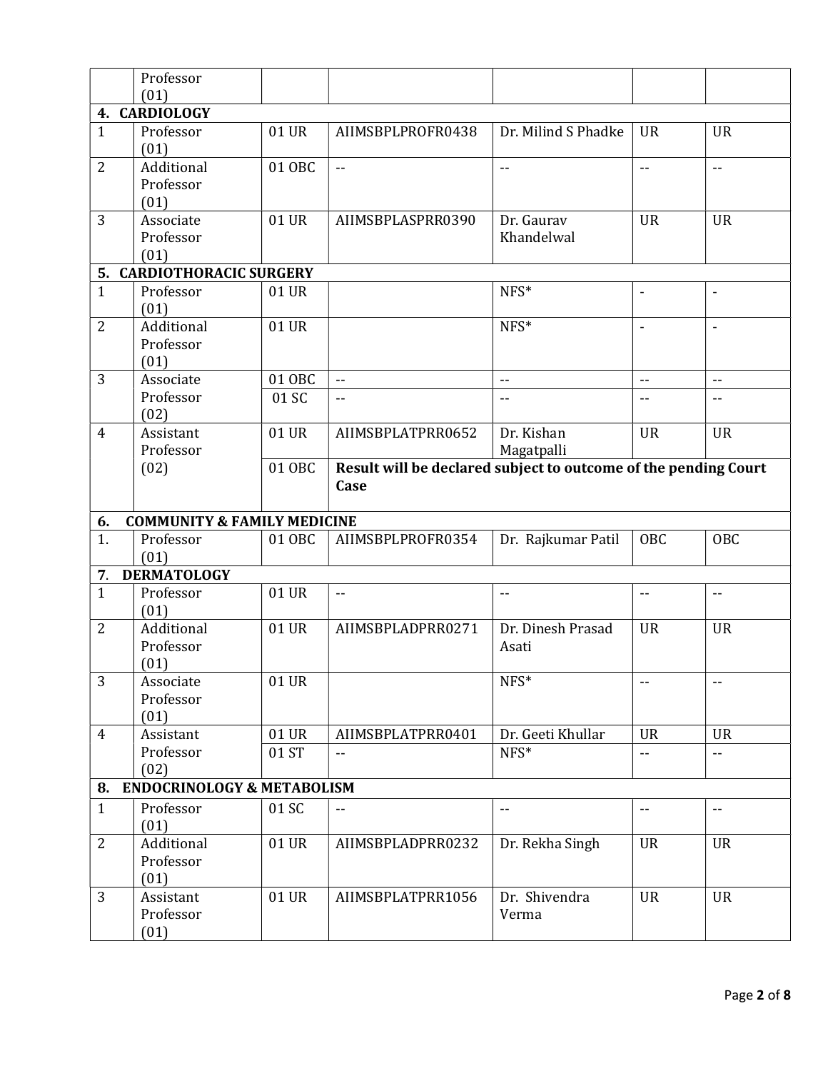| | | | | | | |
|---|---|---|---|---|---|---|
| | Professor (01) | | | | | |
| **4. CARDIOLOGY** | | | | | | |
| 1 | Professor (01) | 01 UR | AIIMSBPLPROFR0438 | Dr. Milind S Phadke | UR | UR |
| 2 | Additional Professor (01) | 01 OBC | -- | -- | -- | -- |
| 3 | Associate Professor (01) | 01 UR | AIIMSBPLASPRR0390 | Dr. Gaurav Khandelwal | UR | UR |
| **5. CARDIOTHORACIC SURGERY** | | | | | | |
| 1 | Professor (01) | 01 UR | | NFS* | - | - |
| 2 | Additional Professor (01) | 01 UR | | NFS* | - | - |
| 3 | Associate Professor (02) | 01 OBC | -- | -- | -- | -- |
| | | 01 SC | -- | -- | -- | -- |
| 4 | Assistant Professor (02) | 01 UR | AIIMSBPLATPRR0652 | Dr. Kishan Magatpalli | UR | UR |
| | | 01 OBC | **Result will be declared subject to outcome of the pending Court Case** | | | |
| **6. COMMUNITY & FAMILY MEDICINE** | | | | | | |
| 1. | Professor (01) | 01 OBC | AIIMSBPLPROFR0354 | Dr. Rajkumar Patil | OBC | OBC |
| **7. DERMATOLOGY** | | | | | | |
| 1 | Professor (01) | 01 UR | -- | -- | -- | -- |
| 2 | Additional Professor (01) | 01 UR | AIIMSBPLADPRR0271 | Dr. Dinesh Prasad Asati | UR | UR |
| 3 | Associate Professor (01) | 01 UR | | NFS* | -- | -- |
| 4 | Assistant Professor (02) | 01 UR | AIIMSBPLATPRR0401 | Dr. Geeti Khullar | UR | UR |
| | | 01 ST | -- | NFS* | -- | -- |
| **8. ENDOCRINOLOGY & METABOLISM** | | | | | | |
| 1 | Professor (01) | 01 SC | -- | -- | -- | -- |
| 2 | Additional Professor (01) | 01 UR | AIIMSBPLADPRR0232 | Dr. Rekha Singh | UR | UR |
| 3 | Assistant Professor (01) | 01 UR | AIIMSBPLATPRR1056 | Dr. Shivendra Verma | UR | UR |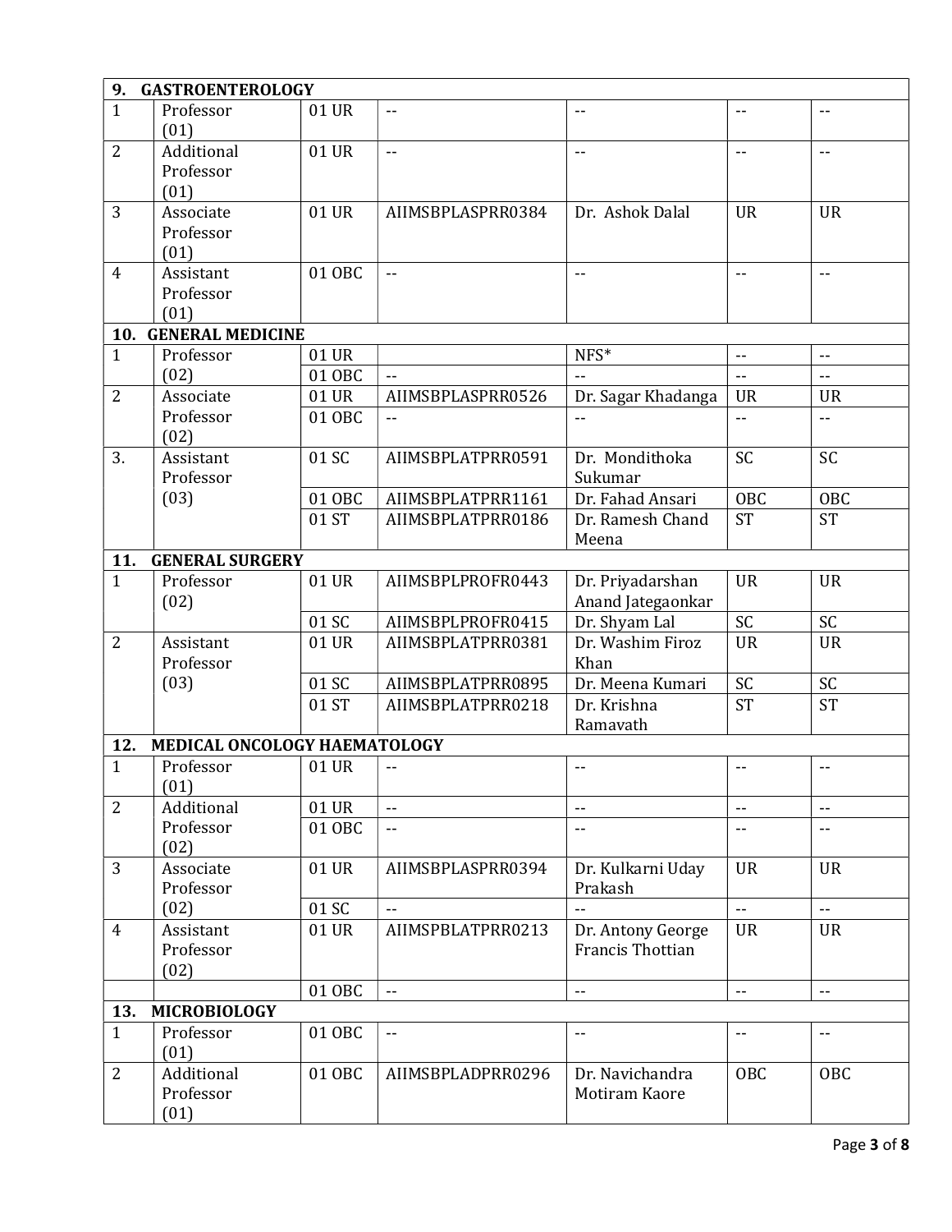| | | | | | | |
|---|---|---|---|---|---|---|
| **9. GASTROENTEROLOGY** | | | | | | |
| 1 | Professor (01) | 01 UR | -- | -- | -- | -- |
| 2 | Additional Professor (01) | 01 UR | -- | -- | -- | -- |
| 3 | Associate Professor (01) | 01 UR | AIIMSBPLASPRR0384 | Dr. Ashok Dalal | UR | UR |
| 4 | Assistant Professor (01) | 01 OBC | -- | -- | -- | -- |
| **10. GENERAL MEDICINE** | | | | | | |
| 1 | Professor (02) | 01 UR | | NFS* | -- | -- |
| | | 01 OBC | -- | -- | -- | -- |
| 2 | Associate Professor (02) | 01 UR | AIIMSBPLASPRR0526 | Dr. Sagar Khadanga | UR | UR |
| | | 01 OBC | -- | -- | -- | -- |
| 3. | Assistant Professor (03) | 01 SC | AIIMSBPLATPRR0591 | Dr. Mondithoka Sukumar | SC | SC |
| | | 01 OBC | AIIMSBPLATPRR1161 | Dr. Fahad Ansari | OBC | OBC |
| | | 01 ST | AIIMSBPLATPRR0186 | Dr. Ramesh Chand Meena | ST | ST |
| **11. GENERAL SURGERY** | | | | | | |
| 1 | Professor (02) | 01 UR | AIIMSBPLPROFR0443 | Dr. Priyadarshan Anand Jategaonkar | UR | UR |
| | | 01 SC | AIIMSBPLPROFR0415 | Dr. Shyam Lal | SC | SC |
| 2 | Assistant Professor (03) | 01 UR | AIIMSBPLATPRR0381 | Dr. Washim Firoz Khan | UR | UR |
| | | 01 SC | AIIMSBPLATPRR0895 | Dr. Meena Kumari | SC | SC |
| | | 01 ST | AIIMSBPLATPRR0218 | Dr. Krishna Ramavath | ST | ST |
| **12. MEDICAL ONCOLOGY HAEMATOLOGY** | | | | | | |
| 1 | Professor (01) | 01 UR | -- | -- | -- | -- |
| 2 | Additional Professor (02) | 01 UR | -- | -- | -- | -- |
| | | 01 OBC | -- | -- | -- | -- |
| 3 | Associate Professor (02) | 01 UR | AIIMSBPLASPRR0394 | Dr. Kulkarni Uday Prakash | UR | UR |
| | | 01 SC | -- | -- | -- | -- |
| 4 | Assistant Professor (02) | 01 UR | AIIMSPBLATPRR0213 | Dr. Antony George Francis Thottian | UR | UR |
| | | 01 OBC | -- | -- | -- | -- |
| **13. MICROBIOLOGY** | | | | | | |
| 1 | Professor (01) | 01 OBC | -- | -- | -- | -- |
| 2 | Additional Professor (01) | 01 OBC | AIIMSBPLADPRR0296 | Dr. Navichandra Motiram Kaore | OBC | OBC |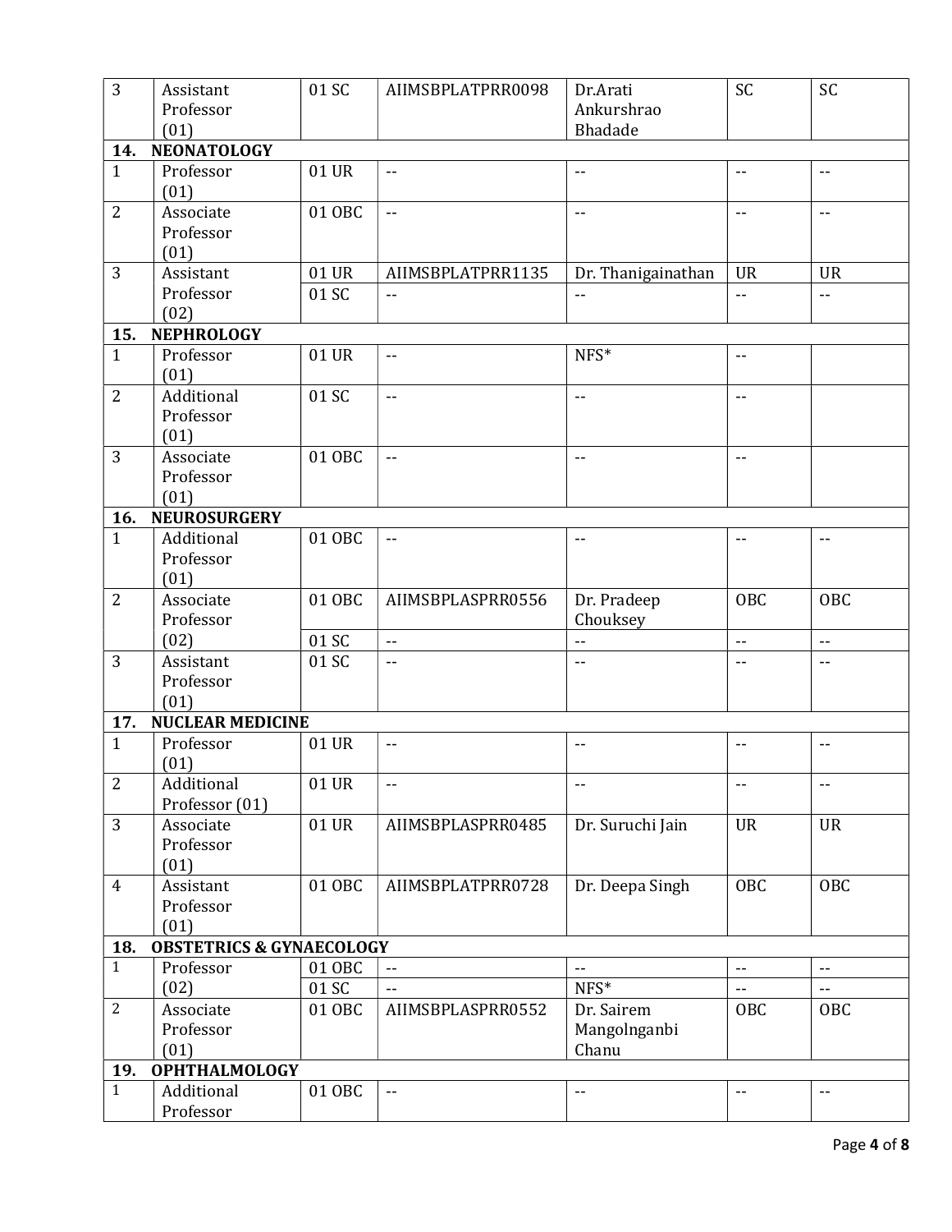| | | | | | | |
|---|---|---|---|---|---|---|
| 3 | Assistant Professor (01) | 01 SC | AIIMSBPLATPRR0098 | Dr.Arati Ankurshrao Bhadade | SC | SC |
| **14.** | **NEONATOLOGY** | | | | | |
| 1 | Professor (01) | 01 UR | -- | -- | -- | -- |
| 2 | Associate Professor (01) | 01 OBC | -- | -- | -- | -- |
| 3 | Assistant Professor (02) | 01 UR | AIIMSBPLATPRR1135 | Dr. Thanigainathan | UR | UR |
| | | 01 SC | -- | -- | -- | -- |
| **15.** | **NEPHROLOGY** | | | | | |
| 1 | Professor (01) | 01 UR | -- | NFS* | -- | |
| 2 | Additional Professor (01) | 01 SC | -- | -- | -- | |
| 3 | Associate Professor (01) | 01 OBC | -- | -- | -- | |
| **16.** | **NEUROSURGERY** | | | | | |
| 1 | Additional Professor (01) | 01 OBC | -- | -- | -- | -- |
| 2 | Associate Professor (02) | 01 OBC | AIIMSBPLASPRR0556 | Dr. Pradeep Chouksey | OBC | OBC |
| | | 01 SC | -- | -- | -- | -- |
| 3 | Assistant Professor (01) | 01 SC | -- | -- | -- | -- |
| **17.** | **NUCLEAR MEDICINE** | | | | | |
| 1 | Professor (01) | 01 UR | -- | -- | -- | -- |
| 2 | Additional Professor (01) | 01 UR | -- | -- | -- | -- |
| 3 | Associate Professor (01) | 01 UR | AIIMSBPLASPRR0485 | Dr. Suruchi Jain | UR | UR |
| 4 | Assistant Professor (01) | 01 OBC | AIIMSBPLATPRR0728 | Dr. Deepa Singh | OBC | OBC |
| **18.** | **OBSTETRICS & GYNAECOLOGY** | | | | | |
| 1 | Professor (02) | 01 OBC | -- | -- | -- | -- |
| | | 01 SC | -- | NFS* | -- | -- |
| 2 | Associate Professor (01) | 01 OBC | AIIMSBPLASPRR0552 | Dr. Sairem Mangolnganbi Chanu | OBC | OBC |
| **19.** | **OPHTHALMOLOGY** | | | | | |
| 1 | Additional Professor | 01 OBC | -- | -- | -- | -- |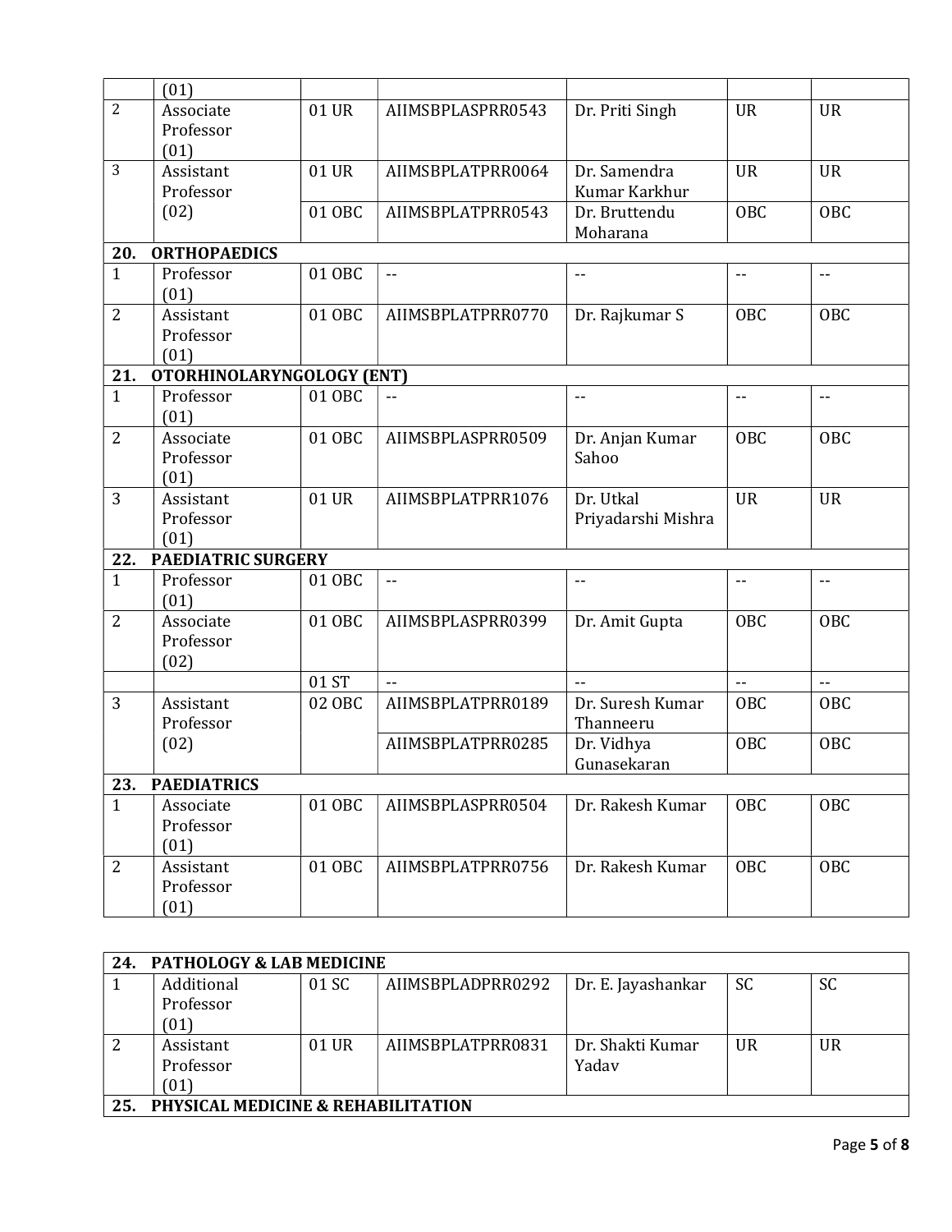| | | | | | | |
|---|---|---|---|---|---|---|
| | (01) | | | | | |
| 2 | Associate Professor (01) | 01 UR | AIIMSBPLASPRR0543 | Dr. Priti Singh | UR | UR |
| 3 | Assistant Professor (02) | 01 UR | AIIMSBPLATPRR0064 | Dr. Samendra Kumar Karkhur | UR | UR |
| | | 01 OBC | AIIMSBPLATPRR0543 | Dr. Bruttendu Moharana | OBC | OBC |
| **20.** | **ORTHOPAEDICS** | | | | | |
| 1 | Professor (01) | 01 OBC | -- | -- | -- | -- |
| 2 | Assistant Professor (01) | 01 OBC | AIIMSBPLATPRR0770 | Dr. Rajkumar S | OBC | OBC |
| **21.** | **OTORHINOLARYNGOLOGY (ENT)** | | | | | |
| 1 | Professor (01) | 01 OBC | -- | -- | -- | -- |
| 2 | Associate Professor (01) | 01 OBC | AIIMSBPLASPRR0509 | Dr. Anjan Kumar Sahoo | OBC | OBC |
| 3 | Assistant Professor (01) | 01 UR | AIIMSBPLATPRR1076 | Dr. Utkal Priyadarshi Mishra | UR | UR |
| **22.** | **PAEDIATRIC SURGERY** | | | | | |
| 1 | Professor (01) | 01 OBC | -- | -- | -- | -- |
| 2 | Associate Professor (02) | 01 OBC | AIIMSBPLASPRR0399 | Dr. Amit Gupta | OBC | OBC |
| | | 01 ST | -- | -- | -- | -- |
| 3 | Assistant Professor (02) | 02 OBC | AIIMSBPLATPRR0189 | Dr. Suresh Kumar Thanneeru | OBC | OBC |
| | | | AIIMSBPLATPRR0285 | Dr. Vidhya Gunasekaran | OBC | OBC |
| **23.** | **PAEDIATRICS** | | | | | |
| 1 | Associate Professor (01) | 01 OBC | AIIMSBPLASPRR0504 | Dr. Rakesh Kumar | OBC | OBC |
| 2 | Assistant Professor (01) | 01 OBC | AIIMSBPLATPRR0756 | Dr. Rakesh Kumar | OBC | OBC |

| | | | | | | |
|---|---|---|---|---|---|---|
| **24.** | **PATHOLOGY & LAB MEDICINE** | | | | | |
| 1 | Additional Professor (01) | 01 SC | AIIMSBPLADPRR0292 | Dr. E. Jayashankar | SC | SC |
| 2 | Assistant Professor (01) | 01 UR | AIIMSBPLATPRR0831 | Dr. Shakti Kumar Yadav | UR | UR |
| **25.** | **PHYSICAL MEDICINE & REHABILITATION** | | | | | |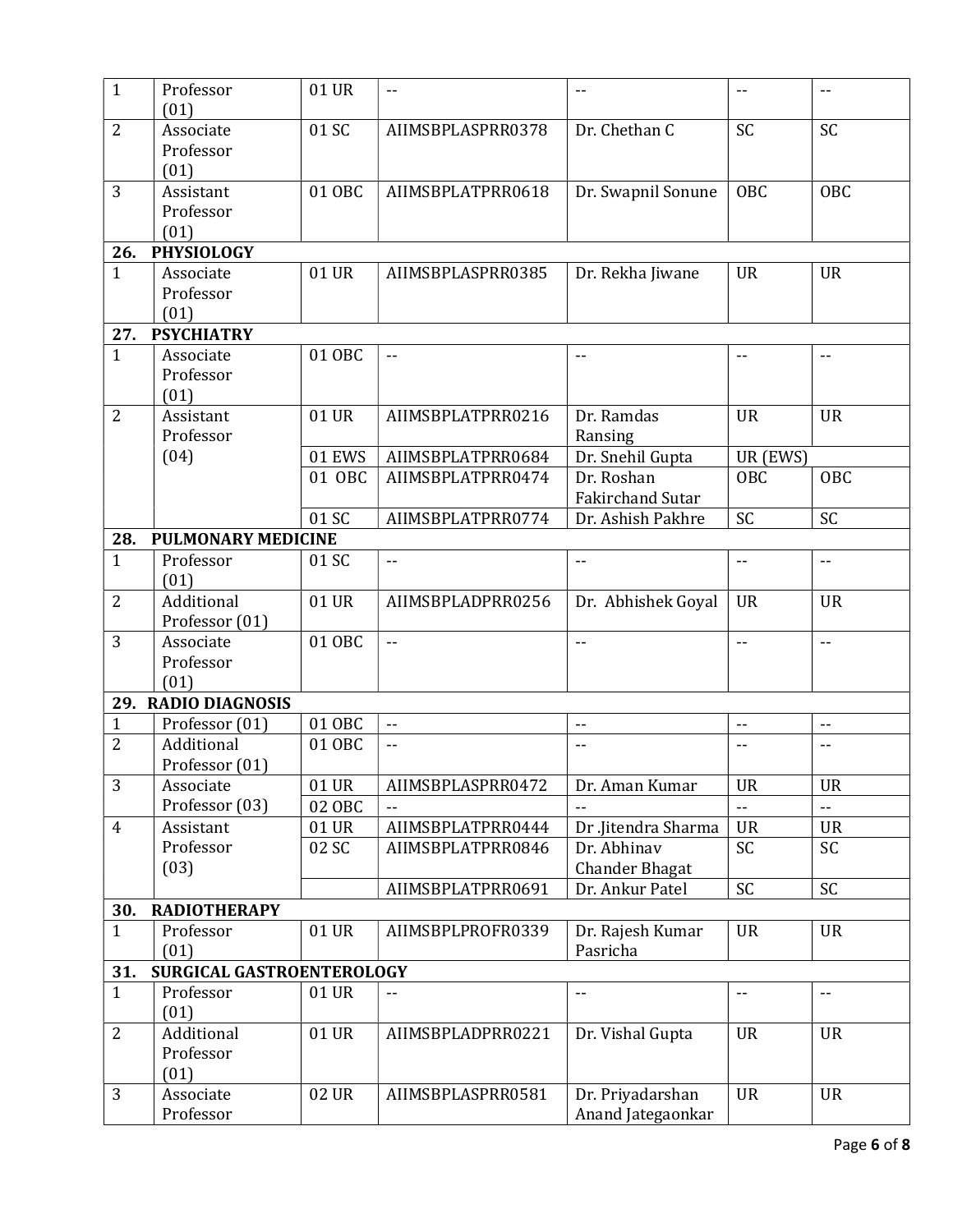| | | | | | | |
|---|---|---|---|---|---|---|
| 1 | Professor (01) | 01 UR | -- | -- | -- | -- |
| 2 | Associate Professor (01) | 01 SC | AIIMSBPLASPRR0378 | Dr. Chethan C | SC | SC |
| 3 | Assistant Professor (01) | 01 OBC | AIIMSBPLATPRR0618 | Dr. Swapnil Sonune | OBC | OBC |
| **26.** | **PHYSIOLOGY** | | | | | |
| 1 | Associate Professor (01) | 01 UR | AIIMSBPLASPRR0385 | Dr. Rekha Jiwane | UR | UR |
| **27.** | **PSYCHIATRY** | | | | | |
| 1 | Associate Professor (01) | 01 OBC | -- | -- | -- | -- |
| 2 | Assistant Professor (04) | 01 UR | AIIMSBPLATPRR0216 | Dr. Ramdas Ransing | UR | UR |
| | | 01 EWS | AIIMSBPLATPRR0684 | Dr. Snehil Gupta | UR (EWS) | |
| | | 01 OBC | AIIMSBPLATPRR0474 | Dr. Roshan Fakirchand Sutar | OBC | OBC |
| | | 01 SC | AIIMSBPLATPRR0774 | Dr. Ashish Pakhre | SC | SC |
| **28.** | **PULMONARY MEDICINE** | | | | | |
| 1 | Professor (01) | 01 SC | -- | -- | -- | -- |
| 2 | Additional Professor (01) | 01 UR | AIIMSBPLADPRR0256 | Dr. Abhishek Goyal | UR | UR |
| 3 | Associate Professor (01) | 01 OBC | -- | -- | -- | -- |
| **29.** | **RADIO DIAGNOSIS** | | | | | |
| 1 | Professor (01) | 01 OBC | -- | -- | -- | -- |
| 2 | Additional Professor (01) | 01 OBC | -- | -- | -- | -- |
| 3 | Associate Professor (03) | 01 UR | AIIMSBPLASPRR0472 | Dr. Aman Kumar | UR | UR |
| | | 02 OBC | -- | -- | -- | -- |
| 4 | Assistant Professor (03) | 01 UR | AIIMSBPLATPRR0444 | Dr .Jitendra Sharma | UR | UR |
| | | 02 SC | AIIMSBPLATPRR0846 | Dr. Abhinav Chander Bhagat | SC | SC |
| | | | AIIMSBPLATPRR0691 | Dr. Ankur Patel | SC | SC |
| **30.** | **RADIOTHERAPY** | | | | | |
| 1 | Professor (01) | 01 UR | AIIMSBPLPROFR0339 | Dr. Rajesh Kumar Pasricha | UR | UR |
| **31.** | **SURGICAL GASTROENTEROLOGY** | | | | | |
| 1 | Professor (01) | 01 UR | -- | -- | -- | -- |
| 2 | Additional Professor (01) | 01 UR | AIIMSBPLADPRR0221 | Dr. Vishal Gupta | UR | UR |
| 3 | Associate Professor | 02 UR | AIIMSBPLASPRR0581 | Dr. Priyadarshan Anand Jategaonkar | UR | UR |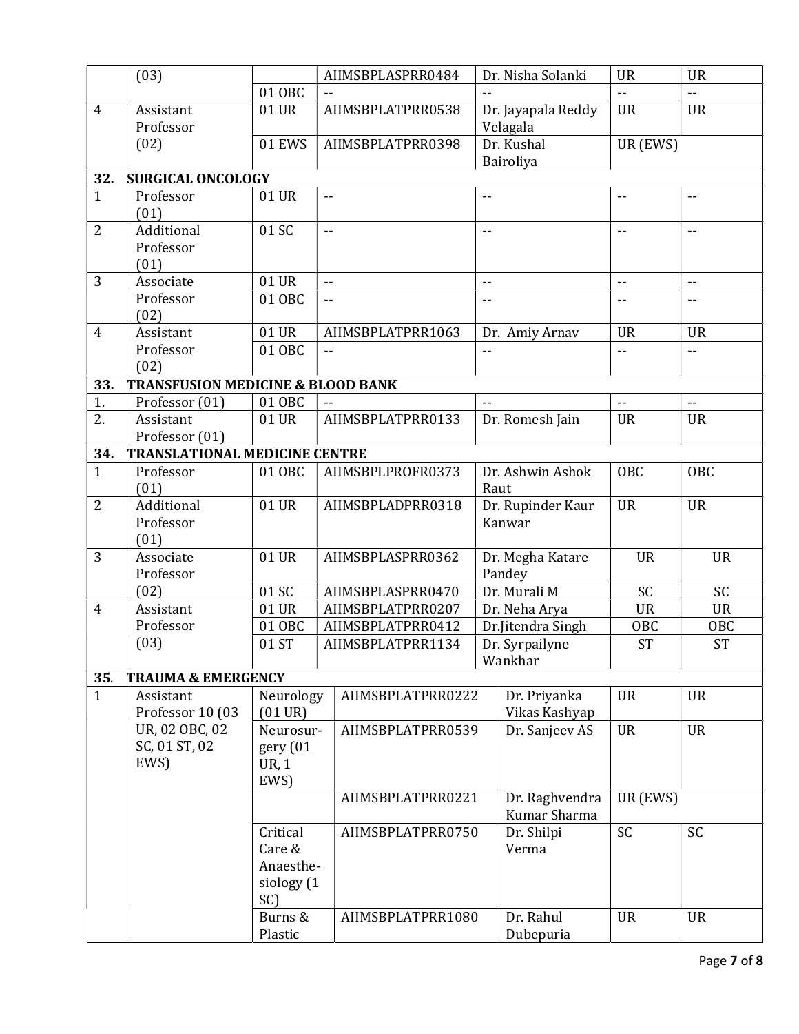| | | | | | | |
|---|---|---|---|---|---|---|
| | (03) | | AIIMSBPLASPRR0484 | Dr. Nisha Solanki | UR | UR |
| | | 01 OBC | -- | -- | -- | -- |
| 4 | Assistant Professor (02) | 01 UR | AIIMSBPLATPRR0538 | Dr. Jayapala Reddy Velagala | UR | UR |
| | | 01 EWS | AIIMSBPLATPRR0398 | Dr. Kushal Bairoliya | UR (EWS) | |
| **32.** | **SURGICAL ONCOLOGY** | | | | | |
| 1 | Professor (01) | 01 UR | -- | -- | -- | -- |
| 2 | Additional Professor (01) | 01 SC | -- | -- | -- | -- |
| 3 | Associate Professor (02) | 01 UR | -- | -- | -- | -- |
| | | 01 OBC | -- | -- | -- | -- |
| 4 | Assistant Professor (02) | 01 UR | AIIMSBPLATPRR1063 | Dr. Amiy Arnav | UR | UR |
| | | 01 OBC | -- | -- | -- | -- |
| **33.** | **TRANSFUSION MEDICINE & BLOOD BANK** | | | | | |
| 1. | Professor (01) | 01 OBC | -- | -- | -- | -- |
| 2. | Assistant Professor (01) | 01 UR | AIIMSBPLATPRR0133 | Dr. Romesh Jain | UR | UR |
| **34.** | **TRANSLATIONAL MEDICINE CENTRE** | | | | | |
| 1 | Professor (01) | 01 OBC | AIIMSBPLPROFR0373 | Dr. Ashwin Ashok Raut | OBC | OBC |
| 2 | Additional Professor (01) | 01 UR | AIIMSBPLADPRR0318 | Dr. Rupinder Kaur Kanwar | UR | UR |
| 3 | Associate Professor (02) | 01 UR | AIIMSBPLASPRR0362 | Dr. Megha Katare Pandey | UR | UR |
| | | 01 SC | AIIMSBPLASPRR0470 | Dr. Murali M | SC | SC |
| 4 | Assistant Professor (03) | 01 UR | AIIMSBPLATPRR0207 | Dr. Neha Arya | UR | UR |
| | | 01 OBC | AIIMSBPLATPRR0412 | Dr.Jitendra Singh | OBC | OBC |
| | | 01 ST | AIIMSBPLATPRR1134 | Dr. Syrpailyne Wankhar | ST | ST |
| **35.** | **TRAUMA & EMERGENCY** | | | | | |
| 1 | Assistant Professor 10 (03 UR, 02 OBC, 02 SC, 01 ST, 02 EWS) | Neurology (01 UR) | AIIMSBPLATPRR0222 | Dr. Priyanka Vikas Kashyap | UR | UR |
| | | Neurosurgery (01 UR, 1 EWS) | AIIMSBPLATPRR0539 | Dr. Sanjeev AS | UR | UR |
| | | | AIIMSBPLATPRR0221 | Dr. Raghvendra Kumar Sharma | UR (EWS) | |
| | | Critical Care & Anaesthesiology (1 SC) | AIIMSBPLATPRR0750 | Dr. Shilpi Verma | SC | SC |
| | | Burns & Plastic | AIIMSBPLATPRR1080 | Dr. Rahul Dubepuria | UR | UR |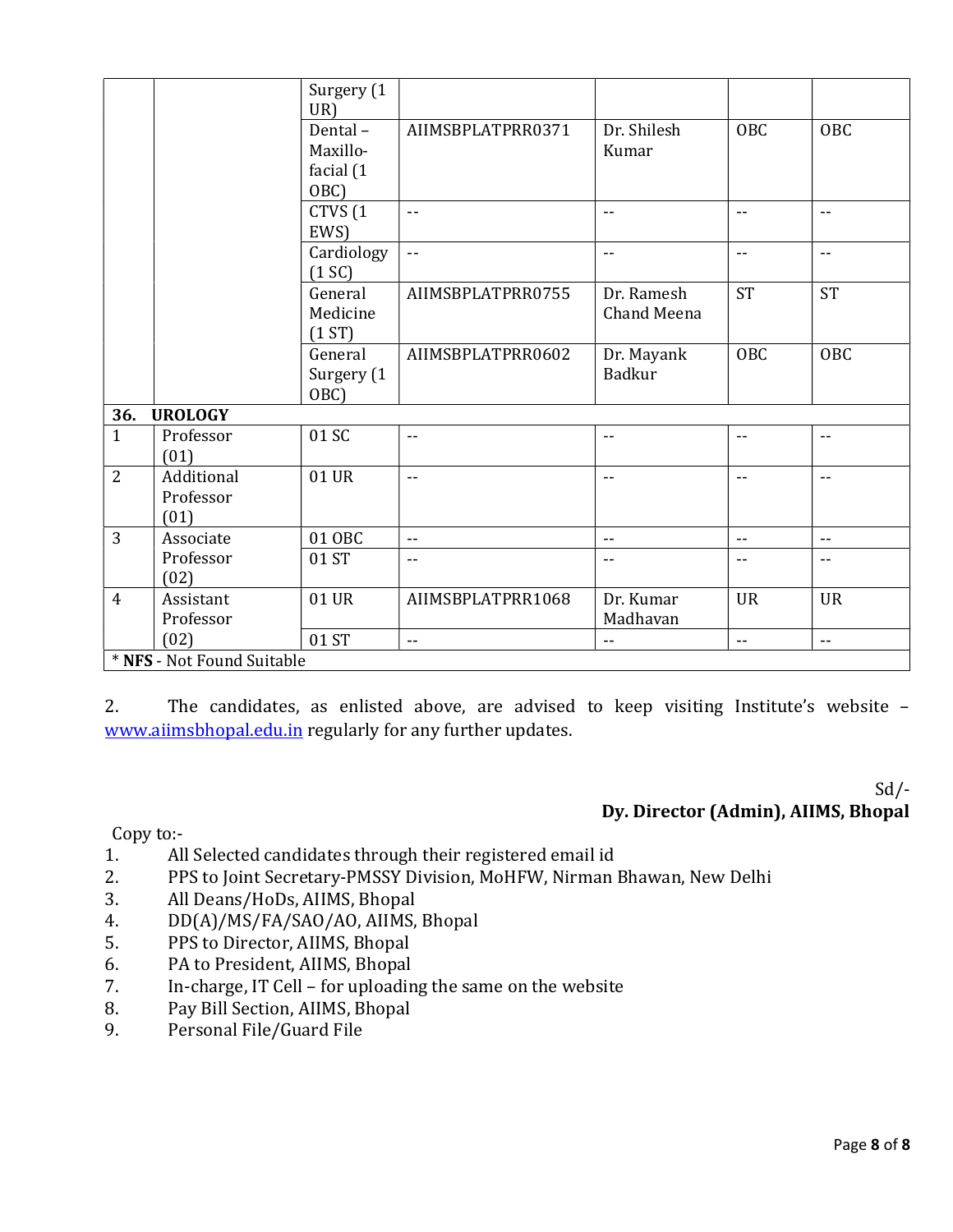| | | | | | | |
|---|---|---|---|---|---|---|
| | | Surgery (1 UR) | | | | |
| | | Dental – Maxillo-facial (1 OBC) | AIIMSBPLATPRR0371 | Dr. Shilesh Kumar | OBC | OBC |
| | | CTVS (1 EWS) | -- | -- | -- | -- |
| | | Cardiology (1 SC) | -- | -- | -- | -- |
| | | General Medicine (1 ST) | AIIMSBPLATPRR0755 | Dr. Ramesh Chand Meena | ST | ST |
| | | General Surgery (1 OBC) | AIIMSBPLATPRR0602 | Dr. Mayank Badkur | OBC | OBC |
| **36.** | **UROLOGY** | | | | | |
| 1 | Professor (01) | 01 SC | -- | -- | -- | -- |
| 2 | Additional Professor (01) | 01 UR | -- | -- | -- | -- |
| 3 | Associate Professor (02) | 01 OBC | -- | -- | -- | -- |
| | | 01 ST | -- | -- | -- | -- |
| 4 | Assistant Professor (02) | 01 UR | AIIMSBPLATPRR1068 | Dr. Kumar Madhavan | UR | UR |
| | | 01 ST | -- | -- | -- | -- |
| * **NFS** - Not Found Suitable | | | | | | |

2. The candidates, as enlisted above, are advised to keep visiting Institute's website – www.aiimsbhopal.edu.in regularly for any further updates.

Sd/-

**Dy. Director (Admin), AIIMS, Bhopal**

Copy to:-

1. All Selected candidates through their registered email id
2. PPS to Joint Secretary-PMSSY Division, MoHFW, Nirman Bhawan, New Delhi
3. All Deans/HoDs, AIIMS, Bhopal
4. DD(A)/MS/FA/SAO/AO, AIIMS, Bhopal
5. PPS to Director, AIIMS, Bhopal
6. PA to President, AIIMS, Bhopal
7. In-charge, IT Cell – for uploading the same on the website
8. Pay Bill Section, AIIMS, Bhopal
9. Personal File/Guard File